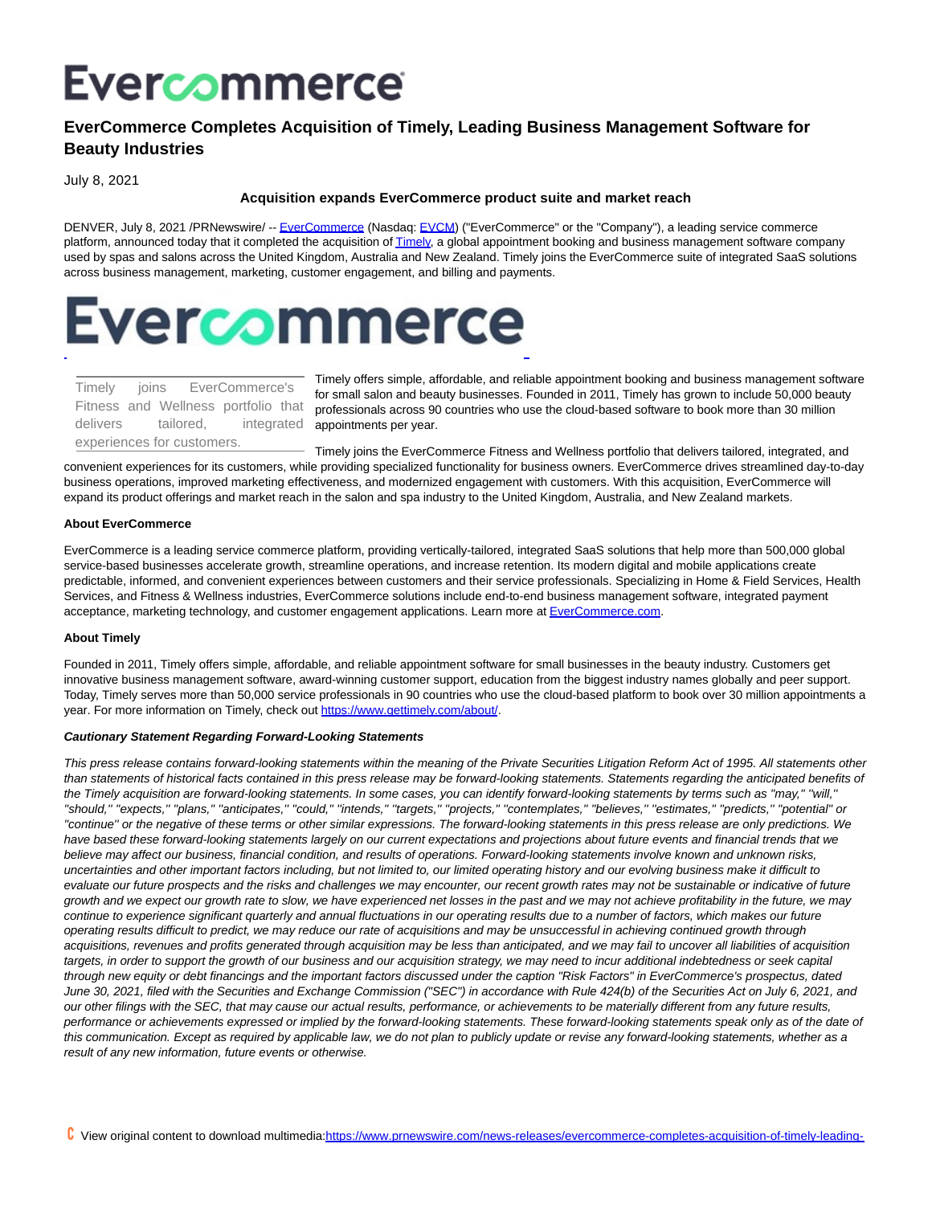# EverCommerce Completes Acquisition of Timely, Leading Business Management Software for Beauty Industries

July 8, 2021

**Acquisition expands EverCommerce product suite and market reach**

DENVER, July 8, 2021 /PRNewswire/ -- EverCommerce (Nasdaq: EVCM) ("EverCommerce" or the "Company"), a leading service commerce platform, announced today that it completed the acquisition of Timely, a global appointment booking and business management software company used by spas and salons across the United Kingdom, Australia and New Zealand. Timely joins the EverCommerce suite of integrated SaaS solutions across business management, marketing, customer engagement, and billing and payments.

> Timely joins EverCommerce's Fitness and Wellness portfolio that delivers tailored, integrated experiences for customers.

Timely offers simple, affordable, and reliable appointment booking and business management software for small salon and beauty businesses. Founded in 2011, Timely has grown to include 50,000 beauty professionals across 90 countries who use the cloud-based software to book more than 30 million appointments per year.

Timely joins the EverCommerce Fitness and Wellness portfolio that delivers tailored, integrated, and convenient experiences for its customers, while providing specialized functionality for business owners. EverCommerce drives streamlined day-to-day business operations, improved marketing effectiveness, and modernized engagement with customers. With this acquisition, EverCommerce will expand its product offerings and market reach in the salon and spa industry to the United Kingdom, Australia, and New Zealand markets.

**About EverCommerce**

EverCommerce is a leading service commerce platform, providing vertically-tailored, integrated SaaS solutions that help more than 500,000 global service-based businesses accelerate growth, streamline operations, and increase retention. Its modern digital and mobile applications create predictable, informed, and convenient experiences between customers and their service professionals. Specializing in Home & Field Services, Health Services, and Fitness & Wellness industries, EverCommerce solutions include end-to-end business management software, integrated payment acceptance, marketing technology, and customer engagement applications. Learn more at EverCommerce.com.

**About Timely**

Founded in 2011, Timely offers simple, affordable, and reliable appointment software for small businesses in the beauty industry. Customers get innovative business management software, award-winning customer support, education from the biggest industry names globally and peer support. Today, Timely serves more than 50,000 service professionals in 90 countries who use the cloud-based platform to book over 30 million appointments a year. For more information on Timely, check out https://www.gettimely.com/about/.

***Cautionary Statement Regarding Forward-Looking Statements***

*This press release contains forward-looking statements within the meaning of the Private Securities Litigation Reform Act of 1995. All statements other than statements of historical facts contained in this press release may be forward-looking statements. Statements regarding the anticipated benefits of the Timely acquisition are forward-looking statements. In some cases, you can identify forward-looking statements by terms such as "may," "will," "should," "expects," "plans," "anticipates," "could," "intends," "targets," "projects," "contemplates," "believes," "estimates," "predicts," "potential" or "continue" or the negative of these terms or other similar expressions. The forward-looking statements in this press release are only predictions. We have based these forward-looking statements largely on our current expectations and projections about future events and financial trends that we believe may affect our business, financial condition, and results of operations. Forward-looking statements involve known and unknown risks, uncertainties and other important factors including, but not limited to, our limited operating history and our evolving business make it difficult to evaluate our future prospects and the risks and challenges we may encounter, our recent growth rates may not be sustainable or indicative of future growth and we expect our growth rate to slow, we have experienced net losses in the past and we may not achieve profitability in the future, we may continue to experience significant quarterly and annual fluctuations in our operating results due to a number of factors, which makes our future operating results difficult to predict, we may reduce our rate of acquisitions and may be unsuccessful in achieving continued growth through acquisitions, revenues and profits generated through acquisition may be less than anticipated, and we may fail to uncover all liabilities of acquisition targets, in order to support the growth of our business and our acquisition strategy, we may need to incur additional indebtedness or seek capital through new equity or debt financings and the important factors discussed under the caption "Risk Factors" in EverCommerce's prospectus, dated June 30, 2021, filed with the Securities and Exchange Commission ("SEC") in accordance with Rule 424(b) of the Securities Act on July 6, 2021, and our other filings with the SEC, that may cause our actual results, performance, or achievements to be materially different from any future results, performance or achievements expressed or implied by the forward-looking statements. These forward-looking statements speak only as of the date of this communication. Except as required by applicable law, we do not plan to publicly update or revise any forward-looking statements, whether as a result of any new information, future events or otherwise.*

View original content to download multimedia:https://www.prnewswire.com/news-releases/evercommerce-completes-acquisition-of-timely-leading-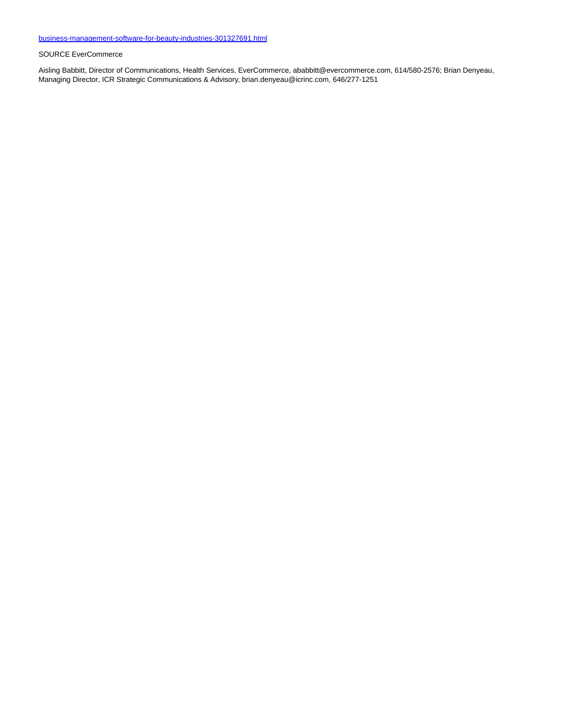business-management-software-for-beauty-industries-301327691.html

SOURCE EverCommerce

Aisling Babbitt, Director of Communications, Health Services, EverCommerce, ababbitt@evercommerce.com, 614/580-2576; Brian Denyeau, Managing Director, ICR Strategic Communications & Advisory, brian.denyeau@icrinc.com, 646/277-1251